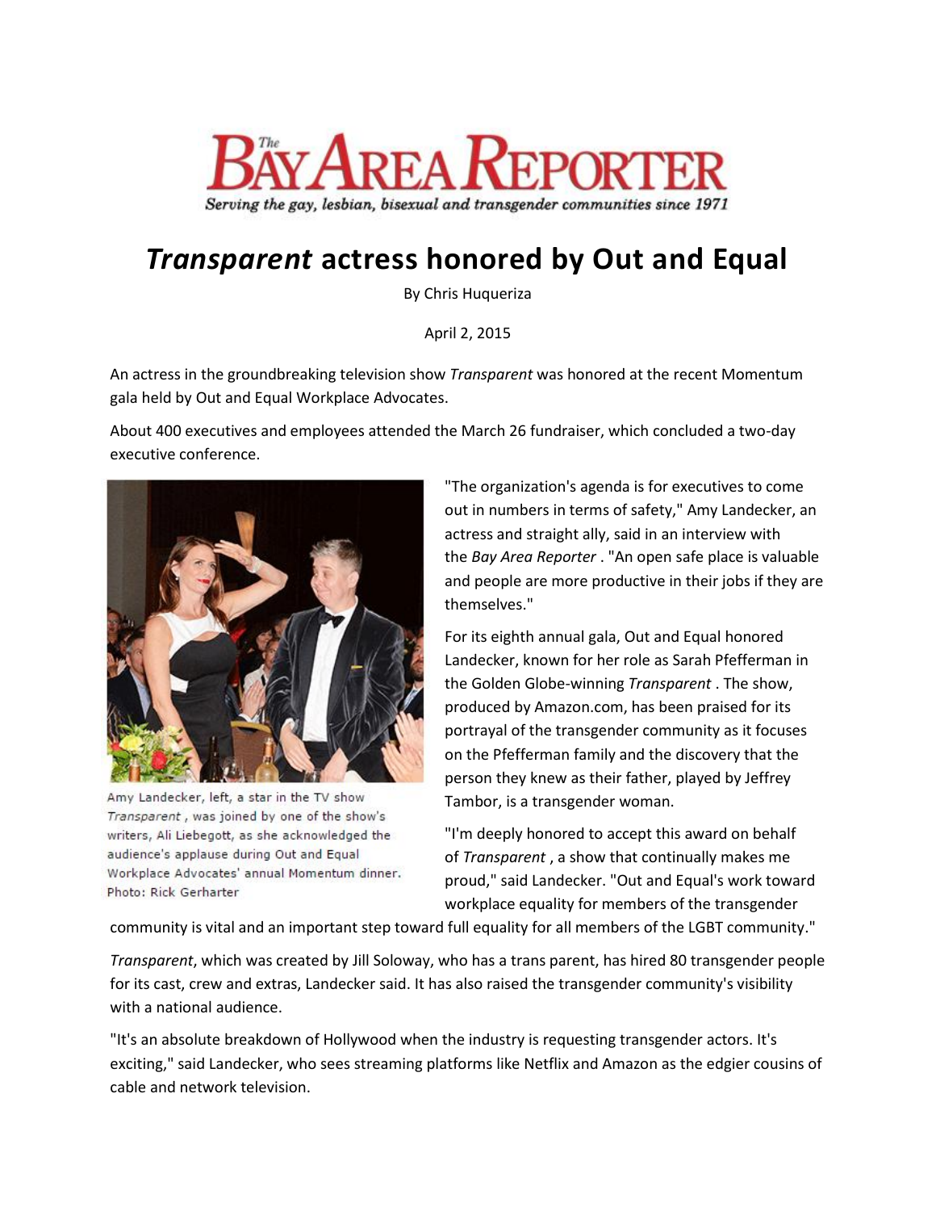The Bay Area Reporter

*Serving the gay, lesbian, bisexual and transgender communities since 1971*

# *Transparent* actress honored by Out and Equal

By Chris Huqueriza

April 2, 2015

An actress in the groundbreaking television show *Transparent* was honored at the recent Momentum gala held by Out and Equal Workplace Advocates.

About 400 executives and employees attended the March 26 fundraiser, which concluded a two-day executive conference.

Amy Landecker, left, a star in the TV show *Transparent* , was joined by one of the show's writers, Ali Liebegott, as she acknowledged the audience's applause during Out and Equal Workplace Advocates' annual Momentum dinner. Photo: Rick Gerharter

"The organization's agenda is for executives to come out in numbers in terms of safety," Amy Landecker, an actress and straight ally, said in an interview with the *Bay Area Reporter* . "An open safe place is valuable and people are more productive in their jobs if they are themselves."

For its eighth annual gala, Out and Equal honored Landecker, known for her role as Sarah Pfefferman in the Golden Globe-winning *Transparent* . The show, produced by Amazon.com, has been praised for its portrayal of the transgender community as it focuses on the Pfefferman family and the discovery that the person they knew as their father, played by Jeffrey Tambor, is a transgender woman.

"I'm deeply honored to accept this award on behalf of *Transparent* , a show that continually makes me proud," said Landecker. "Out and Equal's work toward workplace equality for members of the transgender community is vital and an important step toward full equality for all members of the LGBT community."

*Transparent*, which was created by Jill Soloway, who has a trans parent, has hired 80 transgender people for its cast, crew and extras, Landecker said. It has also raised the transgender community's visibility with a national audience.

"It's an absolute breakdown of Hollywood when the industry is requesting transgender actors. It's exciting," said Landecker, who sees streaming platforms like Netflix and Amazon as the edgier cousins of cable and network television.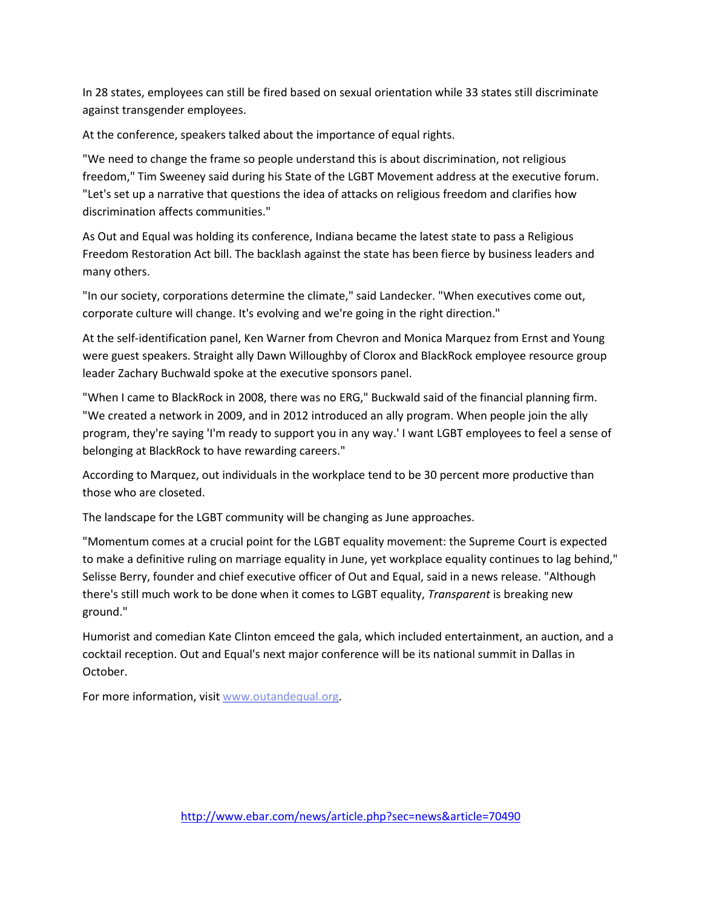In 28 states, employees can still be fired based on sexual orientation while 33 states still discriminate against transgender employees.

At the conference, speakers talked about the importance of equal rights.

"We need to change the frame so people understand this is about discrimination, not religious freedom," Tim Sweeney said during his State of the LGBT Movement address at the executive forum. "Let's set up a narrative that questions the idea of attacks on religious freedom and clarifies how discrimination affects communities."

As Out and Equal was holding its conference, Indiana became the latest state to pass a Religious Freedom Restoration Act bill. The backlash against the state has been fierce by business leaders and many others.

"In our society, corporations determine the climate," said Landecker. "When executives come out, corporate culture will change. It's evolving and we're going in the right direction."

At the self-identification panel, Ken Warner from Chevron and Monica Marquez from Ernst and Young were guest speakers. Straight ally Dawn Willoughby of Clorox and BlackRock employee resource group leader Zachary Buchwald spoke at the executive sponsors panel.

"When I came to BlackRock in 2008, there was no ERG," Buckwald said of the financial planning firm. "We created a network in 2009, and in 2012 introduced an ally program. When people join the ally program, they're saying 'I'm ready to support you in any way.' I want LGBT employees to feel a sense of belonging at BlackRock to have rewarding careers."

According to Marquez, out individuals in the workplace tend to be 30 percent more productive than those who are closeted.

The landscape for the LGBT community will be changing as June approaches.

"Momentum comes at a crucial point for the LGBT equality movement: the Supreme Court is expected to make a definitive ruling on marriage equality in June, yet workplace equality continues to lag behind," Selisse Berry, founder and chief executive officer of Out and Equal, said in a news release. "Although there's still much work to be done when it comes to LGBT equality, *Transparent* is breaking new ground."

Humorist and comedian Kate Clinton emceed the gala, which included entertainment, an auction, and a cocktail reception. Out and Equal's next major conference will be its national summit in Dallas in October.

For more information, visit [www.outandequal.org](http://www.outandequal.org).

[http://www.ebar.com/news/article.php?sec=news&article=70490](http://www.ebar.com/news/article.php?sec=news&article=70490)